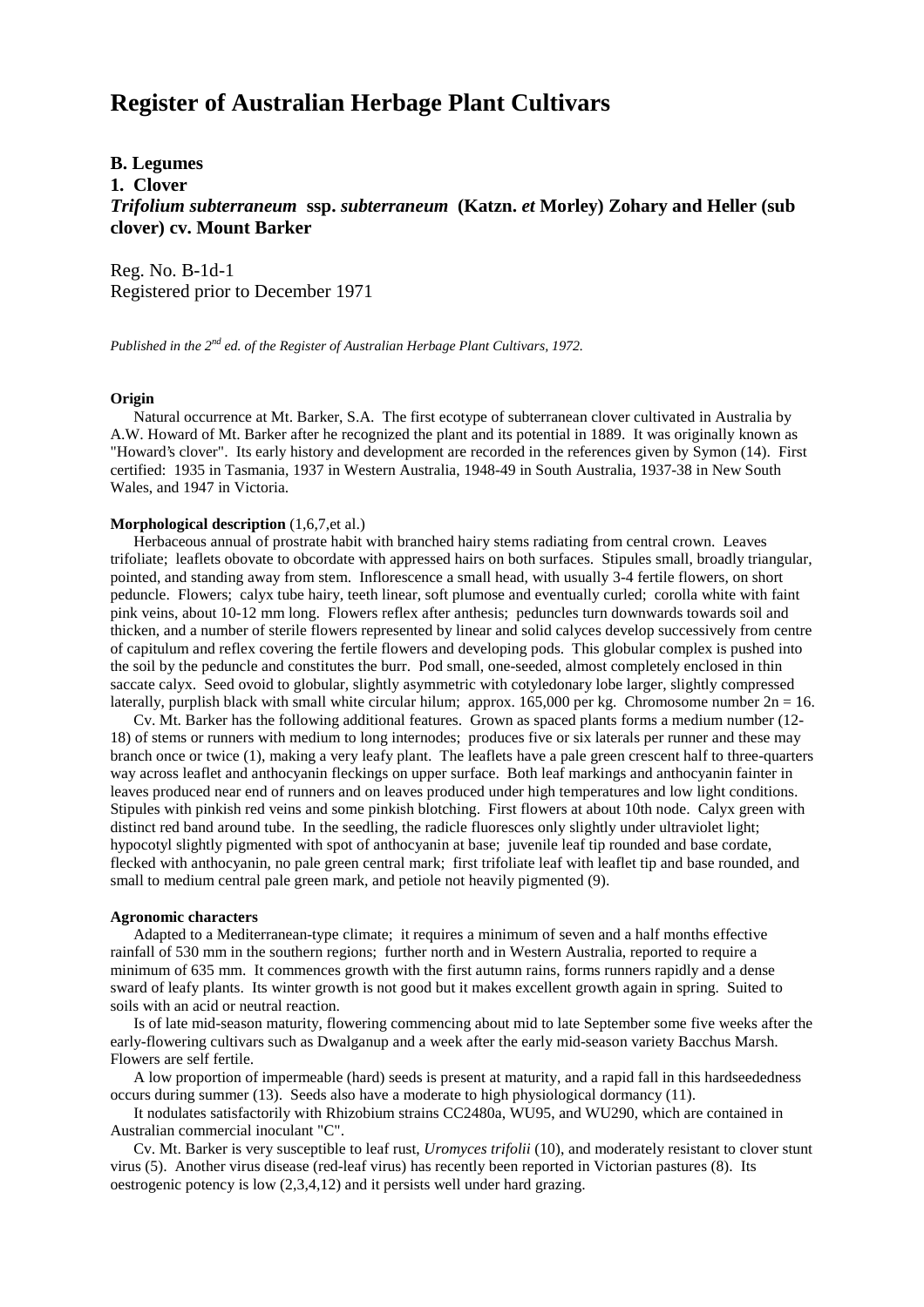# Register of Australian Herbage Plant Cultivars

**B. Legumes**

**1. Clover**

***Trifolium subterraneum* ssp. *subterraneum* (Katzn. *et* Morley) Zohary and Heller (sub clover) cv. Mount Barker**

Reg. No. B-1d-1
Registered prior to December 1971

*Published in the 2nd ed. of the Register of Australian Herbage Plant Cultivars, 1972.*

**Origin**

Natural occurrence at Mt. Barker, S.A. The first ecotype of subterranean clover cultivated in Australia by A.W. Howard of Mt. Barker after he recognized the plant and its potential in 1889. It was originally known as "Howard's clover". Its early history and development are recorded in the references given by Symon (14). First certified: 1935 in Tasmania, 1937 in Western Australia, 1948-49 in South Australia, 1937-38 in New South Wales, and 1947 in Victoria.

**Morphological description** (1,6,7,et al.)

Herbaceous annual of prostrate habit with branched hairy stems radiating from central crown. Leaves trifoliate; leaflets obovate to obcordate with appressed hairs on both surfaces. Stipules small, broadly triangular, pointed, and standing away from stem. Inflorescence a small head, with usually 3-4 fertile flowers, on short peduncle. Flowers; calyx tube hairy, teeth linear, soft plumose and eventually curled; corolla white with faint pink veins, about 10-12 mm long. Flowers reflex after anthesis; peduncles turn downwards towards soil and thicken, and a number of sterile flowers represented by linear and solid calyces develop successively from centre of capitulum and reflex covering the fertile flowers and developing pods. This globular complex is pushed into the soil by the peduncle and constitutes the burr. Pod small, one-seeded, almost completely enclosed in thin saccate calyx. Seed ovoid to globular, slightly asymmetric with cotyledonary lobe larger, slightly compressed laterally, purplish black with small white circular hilum; approx. 165,000 per kg. Chromosome number $2n = 16$.

Cv. Mt. Barker has the following additional features. Grown as spaced plants forms a medium number (12-18) of stems or runners with medium to long internodes; produces five or six laterals per runner and these may branch once or twice (1), making a very leafy plant. The leaflets have a pale green crescent half to three-quarters way across leaflet and anthocyanin fleckings on upper surface. Both leaf markings and anthocyanin fainter in leaves produced near end of runners and on leaves produced under high temperatures and low light conditions. Stipules with pinkish red veins and some pinkish blotching. First flowers at about 10th node. Calyx green with distinct red band around tube. In the seedling, the radicle fluoresces only slightly under ultraviolet light; hypocotyl slightly pigmented with spot of anthocyanin at base; juvenile leaf tip rounded and base cordate, flecked with anthocyanin, no pale green central mark; first trifoliate leaf with leaflet tip and base rounded, and small to medium central pale green mark, and petiole not heavily pigmented (9).

**Agronomic characters**

Adapted to a Mediterranean-type climate; it requires a minimum of seven and a half months effective rainfall of 530 mm in the southern regions; further north and in Western Australia, reported to require a minimum of 635 mm. It commences growth with the first autumn rains, forms runners rapidly and a dense sward of leafy plants. Its winter growth is not good but it makes excellent growth again in spring. Suited to soils with an acid or neutral reaction.

Is of late mid-season maturity, flowering commencing about mid to late September some five weeks after the early-flowering cultivars such as Dwalganup and a week after the early mid-season variety Bacchus Marsh. Flowers are self fertile.

A low proportion of impermeable (hard) seeds is present at maturity, and a rapid fall in this hardseededness occurs during summer (13). Seeds also have a moderate to high physiological dormancy (11).

It nodulates satisfactorily with Rhizobium strains CC2480a, WU95, and WU290, which are contained in Australian commercial inoculant "C".

Cv. Mt. Barker is very susceptible to leaf rust, *Uromyces trifolii* (10), and moderately resistant to clover stunt virus (5). Another virus disease (red-leaf virus) has recently been reported in Victorian pastures (8). Its oestrogenic potency is low (2,3,4,12) and it persists well under hard grazing.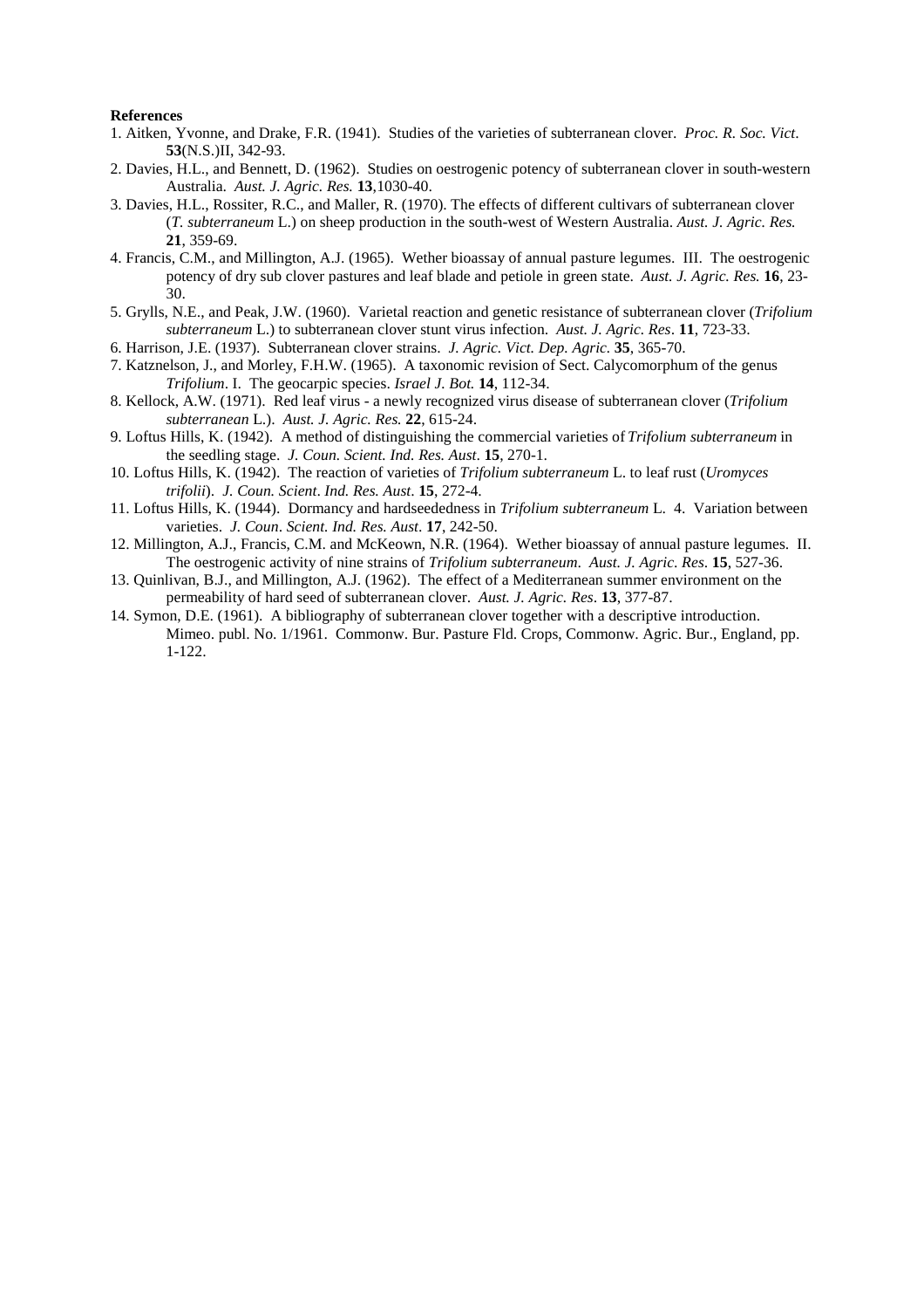**References**

1. Aitken, Yvonne, and Drake, F.R. (1941). Studies of the varieties of subterranean clover. *Proc. R. Soc. Vict*. **53**(N.S.)II, 342-93.
2. Davies, H.L., and Bennett, D. (1962). Studies on oestrogenic potency of subterranean clover in south-western Australia. *Aust. J. Agric. Res.* **13**,1030-40.
3. Davies, H.L., Rossiter, R.C., and Maller, R. (1970). The effects of different cultivars of subterranean clover (*T. subterraneum* L.) on sheep production in the south-west of Western Australia. *Aust. J. Agric. Res.* **21**, 359-69.
4. Francis, C.M., and Millington, A.J. (1965). Wether bioassay of annual pasture legumes. III. The oestrogenic potency of dry sub clover pastures and leaf blade and petiole in green state. *Aust. J. Agric. Res.* **16**, 23-30.
5. Grylls, N.E., and Peak, J.W. (1960). Varietal reaction and genetic resistance of subterranean clover (*Trifolium subterraneum* L.) to subterranean clover stunt virus infection. *Aust. J. Agric. Res*. **11**, 723-33.
6. Harrison, J.E. (1937). Subterranean clover strains. *J. Agric. Vict. Dep. Agric.* **35**, 365-70.
7. Katznelson, J., and Morley, F.H.W. (1965). A taxonomic revision of Sect. Calycomorphum of the genus *Trifolium*. I. The geocarpic species. *Israel J. Bot.* **14**, 112-34.
8. Kellock, A.W. (1971). Red leaf virus - a newly recognized virus disease of subterranean clover (*Trifolium subterranean* L.). *Aust. J. Agric. Res.* **22**, 615-24.
9. Loftus Hills, K. (1942). A method of distinguishing the commercial varieties of *Trifolium subterraneum* in the seedling stage. *J. Coun. Scient. Ind. Res. Aust*. **15**, 270-1.
10. Loftus Hills, K. (1942). The reaction of varieties of *Trifolium subterraneum* L. to leaf rust (*Uromyces trifolii*). *J. Coun. Scient. Ind. Res. Aust*. **15**, 272-4.
11. Loftus Hills, K. (1944). Dormancy and hardseededness in *Trifolium subterraneum* L. 4. Variation between varieties. *J. Coun. Scient. Ind. Res. Aust*. **17**, 242-50.
12. Millington, A.J., Francis, C.M. and McKeown, N.R. (1964). Wether bioassay of annual pasture legumes. II. The oestrogenic activity of nine strains of *Trifolium subterraneum*. *Aust. J. Agric. Res*. **15**, 527-36.
13. Quinlivan, B.J., and Millington, A.J. (1962). The effect of a Mediterranean summer environment on the permeability of hard seed of subterranean clover. *Aust. J. Agric. Res*. **13**, 377-87.
14. Symon, D.E. (1961). A bibliography of subterranean clover together with a descriptive introduction. Mimeo. publ. No. 1/1961. Commonw. Bur. Pasture Fld. Crops, Commonw. Agric. Bur., England, pp. 1-122.